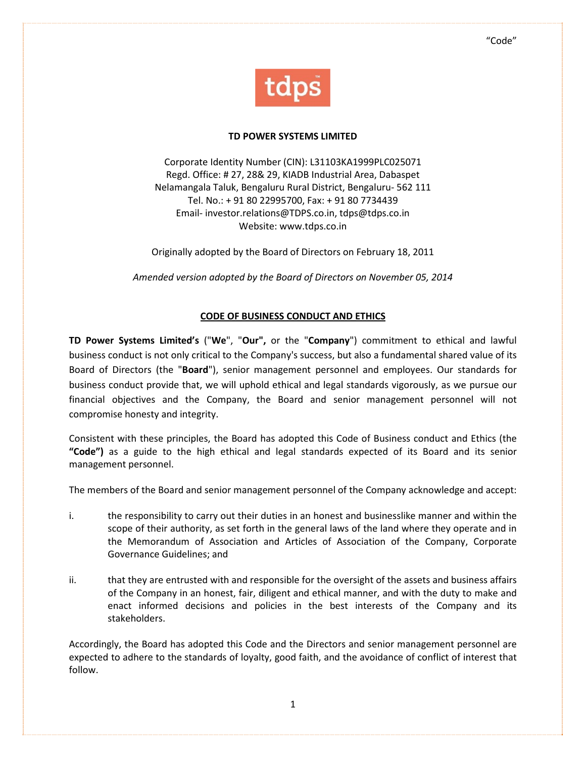"Code"

**TD POWER SYSTEMS LIMITED**

Corporate Identity Number (CIN): L31103KA1999PLC025071
Regd. Office: # 27, 28& 29, KIADB Industrial Area, Dabaspet
Nelamangala Taluk, Bengaluru Rural District, Bengaluru- 562 111
Tel. No.: + 91 80 22995700, Fax: + 91 80 7734439
Email- investor.relations@TDPS.co.in, tdps@tdps.co.in
Website: www.tdps.co.in

Originally adopted by the Board of Directors on February 18, 2011

*Amended version adopted by the Board of Directors on November 05, 2014*

## CODE OF BUSINESS CONDUCT AND ETHICS

**TD Power Systems Limited's** ("**We**", "**Our",** or the "**Company**") commitment to ethical and lawful business conduct is not only critical to the Company's success, but also a fundamental shared value of its Board of Directors (the "**Board**"), senior management personnel and employees. Our standards for business conduct provide that, we will uphold ethical and legal standards vigorously, as we pursue our financial objectives and the Company, the Board and senior management personnel will not compromise honesty and integrity.

Consistent with these principles, the Board has adopted this Code of Business conduct and Ethics (the **"Code")** as a guide to the high ethical and legal standards expected of its Board and its senior management personnel.

The members of the Board and senior management personnel of the Company acknowledge and accept:

i. the responsibility to carry out their duties in an honest and businesslike manner and within the scope of their authority, as set forth in the general laws of the land where they operate and in the Memorandum of Association and Articles of Association of the Company, Corporate Governance Guidelines; and

ii. that they are entrusted with and responsible for the oversight of the assets and business affairs of the Company in an honest, fair, diligent and ethical manner, and with the duty to make and enact informed decisions and policies in the best interests of the Company and its stakeholders.

Accordingly, the Board has adopted this Code and the Directors and senior management personnel are expected to adhere to the standards of loyalty, good faith, and the avoidance of conflict of interest that follow.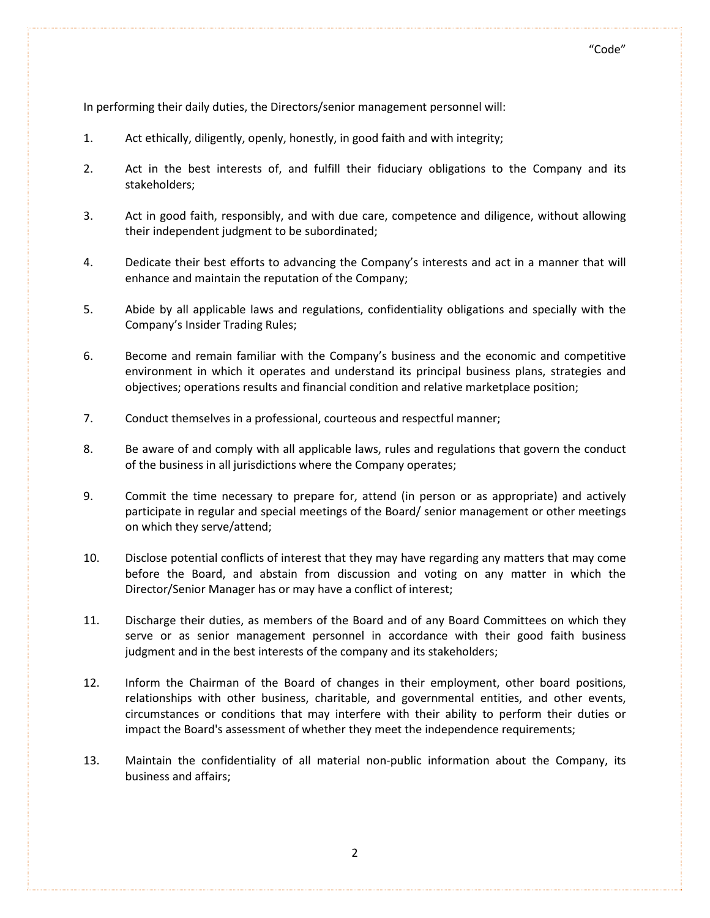In performing their daily duties, the Directors/senior management personnel will:

1. Act ethically, diligently, openly, honestly, in good faith and with integrity;

2. Act in the best interests of, and fulfill their fiduciary obligations to the Company and its stakeholders;

3. Act in good faith, responsibly, and with due care, competence and diligence, without allowing their independent judgment to be subordinated;

4. Dedicate their best efforts to advancing the Company's interests and act in a manner that will enhance and maintain the reputation of the Company;

5. Abide by all applicable laws and regulations, confidentiality obligations and specially with the Company's Insider Trading Rules;

6. Become and remain familiar with the Company's business and the economic and competitive environment in which it operates and understand its principal business plans, strategies and objectives; operations results and financial condition and relative marketplace position;

7. Conduct themselves in a professional, courteous and respectful manner;

8. Be aware of and comply with all applicable laws, rules and regulations that govern the conduct of the business in all jurisdictions where the Company operates;

9. Commit the time necessary to prepare for, attend (in person or as appropriate) and actively participate in regular and special meetings of the Board/ senior management or other meetings on which they serve/attend;

10. Disclose potential conflicts of interest that they may have regarding any matters that may come before the Board, and abstain from discussion and voting on any matter in which the Director/Senior Manager has or may have a conflict of interest;

11. Discharge their duties, as members of the Board and of any Board Committees on which they serve or as senior management personnel in accordance with their good faith business judgment and in the best interests of the company and its stakeholders;

12. Inform the Chairman of the Board of changes in their employment, other board positions, relationships with other business, charitable, and governmental entities, and other events, circumstances or conditions that may interfere with their ability to perform their duties or impact the Board's assessment of whether they meet the independence requirements;

13. Maintain the confidentiality of all material non-public information about the Company, its business and affairs;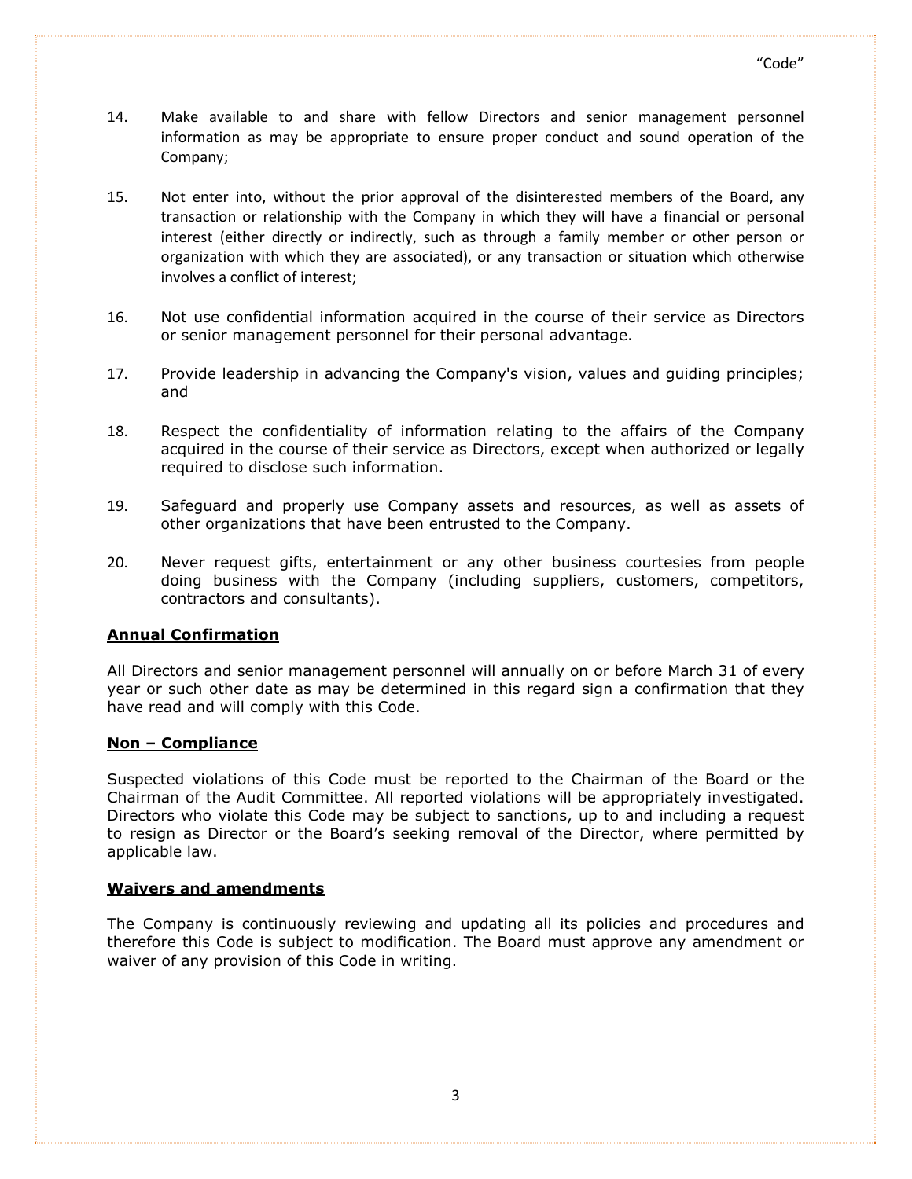14. Make available to and share with fellow Directors and senior management personnel information as may be appropriate to ensure proper conduct and sound operation of the Company;

15. Not enter into, without the prior approval of the disinterested members of the Board, any transaction or relationship with the Company in which they will have a financial or personal interest (either directly or indirectly, such as through a family member or other person or organization with which they are associated), or any transaction or situation which otherwise involves a conflict of interest;

16. Not use confidential information acquired in the course of their service as Directors or senior management personnel for their personal advantage.

17. Provide leadership in advancing the Company's vision, values and guiding principles; and

18. Respect the confidentiality of information relating to the affairs of the Company acquired in the course of their service as Directors, except when authorized or legally required to disclose such information.

19. Safeguard and properly use Company assets and resources, as well as assets of other organizations that have been entrusted to the Company.

20. Never request gifts, entertainment or any other business courtesies from people doing business with the Company (including suppliers, customers, competitors, contractors and consultants).

## Annual Confirmation

All Directors and senior management personnel will annually on or before March 31 of every year or such other date as may be determined in this regard sign a confirmation that they have read and will comply with this Code.

## Non – Compliance

Suspected violations of this Code must be reported to the Chairman of the Board or the Chairman of the Audit Committee. All reported violations will be appropriately investigated. Directors who violate this Code may be subject to sanctions, up to and including a request to resign as Director or the Board's seeking removal of the Director, where permitted by applicable law.

## Waivers and amendments

The Company is continuously reviewing and updating all its policies and procedures and therefore this Code is subject to modification. The Board must approve any amendment or waiver of any provision of this Code in writing.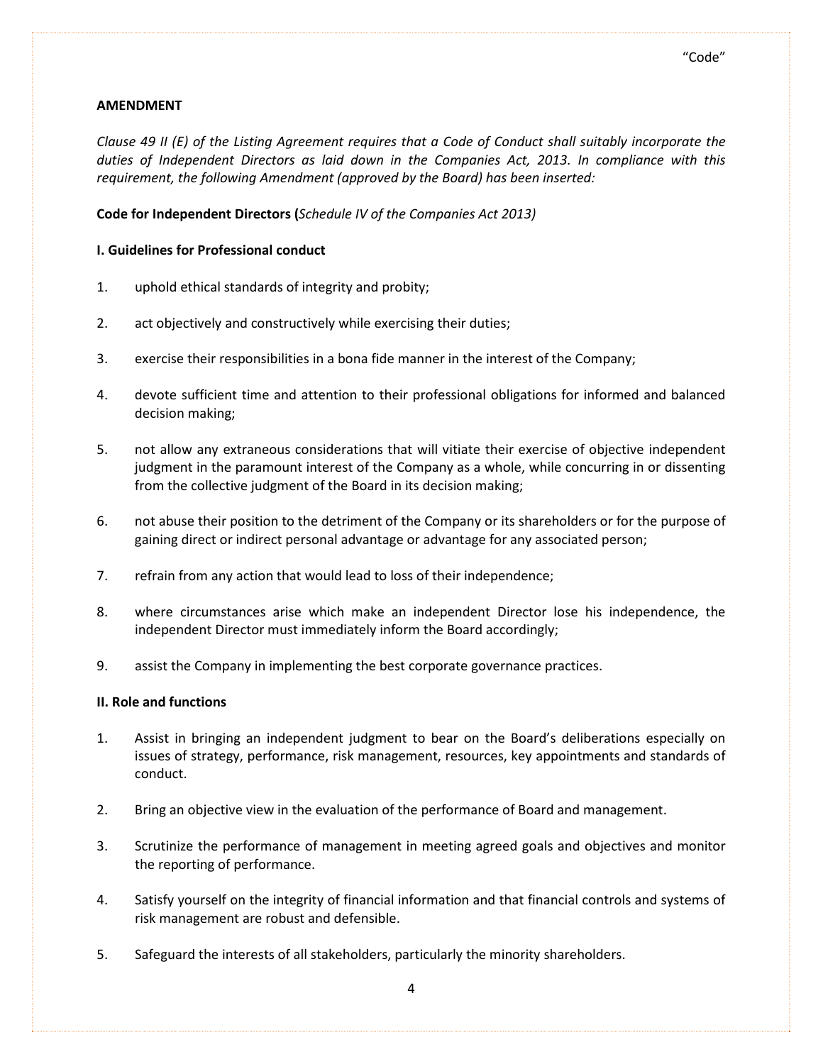"Code"

**AMENDMENT**

*Clause 49 II (E) of the Listing Agreement requires that a Code of Conduct shall suitably incorporate the duties of Independent Directors as laid down in the Companies Act, 2013. In compliance with this requirement, the following Amendment (approved by the Board) has been inserted:*

**Code for Independent Directors (***Schedule IV of the Companies Act 2013)*

**I. Guidelines for Professional conduct**

1. uphold ethical standards of integrity and probity;

2. act objectively and constructively while exercising their duties;

3. exercise their responsibilities in a bona fide manner in the interest of the Company;

4. devote sufficient time and attention to their professional obligations for informed and balanced decision making;

5. not allow any extraneous considerations that will vitiate their exercise of objective independent judgment in the paramount interest of the Company as a whole, while concurring in or dissenting from the collective judgment of the Board in its decision making;

6. not abuse their position to the detriment of the Company or its shareholders or for the purpose of gaining direct or indirect personal advantage or advantage for any associated person;

7. refrain from any action that would lead to loss of their independence;

8. where circumstances arise which make an independent Director lose his independence, the independent Director must immediately inform the Board accordingly;

9. assist the Company in implementing the best corporate governance practices.

**II. Role and functions**

1. Assist in bringing an independent judgment to bear on the Board's deliberations especially on issues of strategy, performance, risk management, resources, key appointments and standards of conduct.

2. Bring an objective view in the evaluation of the performance of Board and management.

3. Scrutinize the performance of management in meeting agreed goals and objectives and monitor the reporting of performance.

4. Satisfy yourself on the integrity of financial information and that financial controls and systems of risk management are robust and defensible.

5. Safeguard the interests of all stakeholders, particularly the minority shareholders.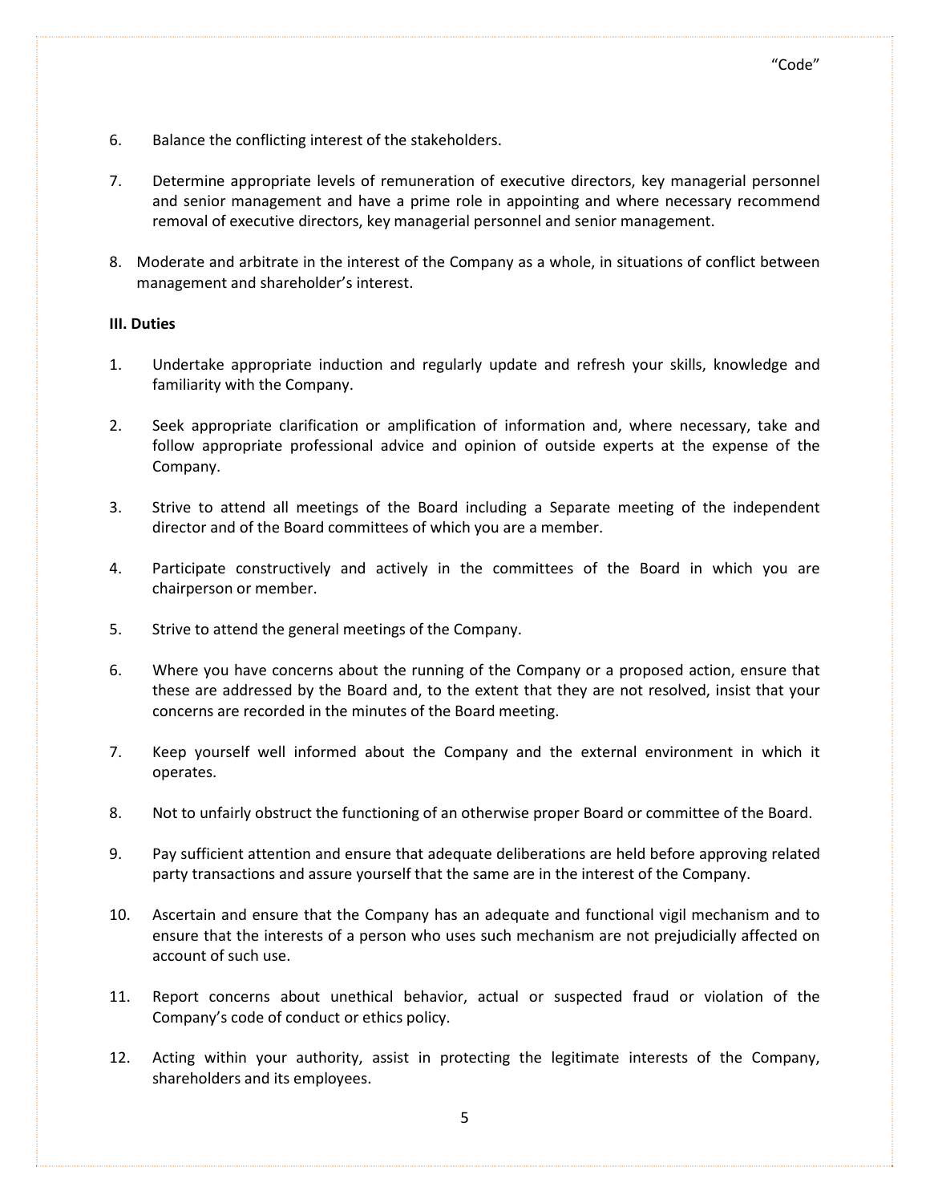6. Balance the conflicting interest of the stakeholders.

7. Determine appropriate levels of remuneration of executive directors, key managerial personnel and senior management and have a prime role in appointing and where necessary recommend removal of executive directors, key managerial personnel and senior management.

8. Moderate and arbitrate in the interest of the Company as a whole, in situations of conflict between management and shareholder's interest.

**III. Duties**

1. Undertake appropriate induction and regularly update and refresh your skills, knowledge and familiarity with the Company.

2. Seek appropriate clarification or amplification of information and, where necessary, take and follow appropriate professional advice and opinion of outside experts at the expense of the Company.

3. Strive to attend all meetings of the Board including a Separate meeting of the independent director and of the Board committees of which you are a member.

4. Participate constructively and actively in the committees of the Board in which you are chairperson or member.

5. Strive to attend the general meetings of the Company.

6. Where you have concerns about the running of the Company or a proposed action, ensure that these are addressed by the Board and, to the extent that they are not resolved, insist that your concerns are recorded in the minutes of the Board meeting.

7. Keep yourself well informed about the Company and the external environment in which it operates.

8. Not to unfairly obstruct the functioning of an otherwise proper Board or committee of the Board.

9. Pay sufficient attention and ensure that adequate deliberations are held before approving related party transactions and assure yourself that the same are in the interest of the Company.

10. Ascertain and ensure that the Company has an adequate and functional vigil mechanism and to ensure that the interests of a person who uses such mechanism are not prejudicially affected on account of such use.

11. Report concerns about unethical behavior, actual or suspected fraud or violation of the Company's code of conduct or ethics policy.

12. Acting within your authority, assist in protecting the legitimate interests of the Company, shareholders and its employees.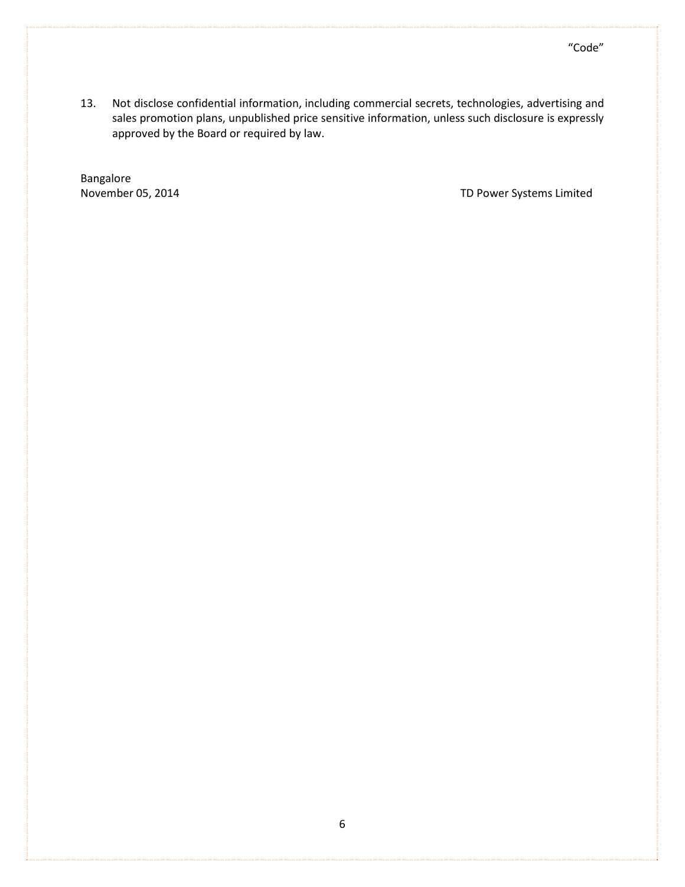13. Not disclose confidential information, including commercial secrets, technologies, advertising and sales promotion plans, unpublished price sensitive information, unless such disclosure is expressly approved by the Board or required by law.

Bangalore
November 05, 2014 TD Power Systems Limited